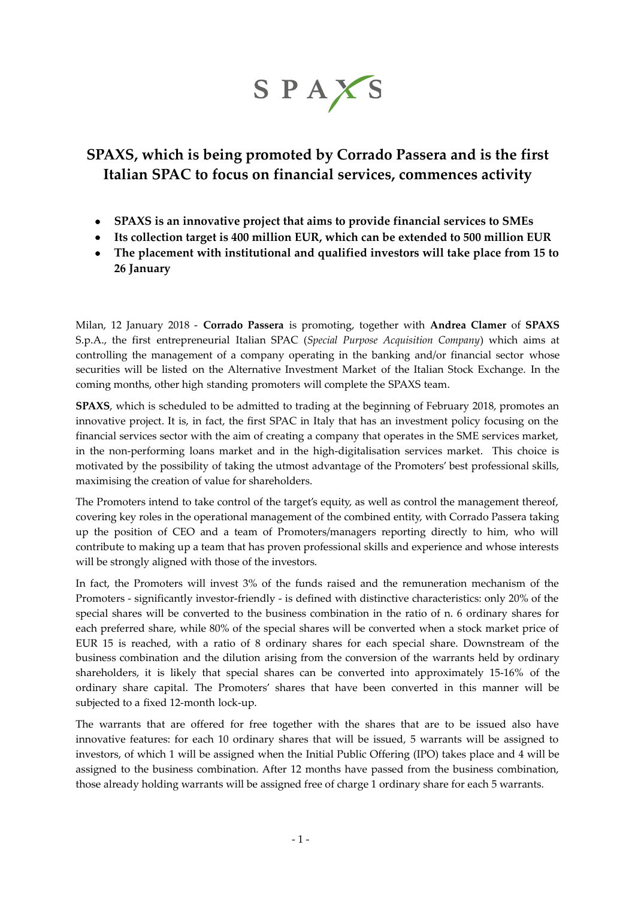SPAXS

# SPAXS, which is being promoted by Corrado Passera and is the first Italian SPAC to focus on financial services, commences activity

- **SPAXS is an innovative project that aims to provide financial services to SMEs**
- **Its collection target is 400 million EUR, which can be extended to 500 million EUR**
- **The placement with institutional and qualified investors will take place from 15 to 26 January**

Milan, 12 January 2018 - **Corrado Passera** is promoting, together with **Andrea Clamer** of **SPAXS** S.p.A., the first entrepreneurial Italian SPAC (*Special Purpose Acquisition Company*) which aims at controlling the management of a company operating in the banking and/or financial sector whose securities will be listed on the Alternative Investment Market of the Italian Stock Exchange. In the coming months, other high standing promoters will complete the SPAXS team.

**SPAXS**, which is scheduled to be admitted to trading at the beginning of February 2018, promotes an innovative project. It is, in fact, the first SPAC in Italy that has an investment policy focusing on the financial services sector with the aim of creating a company that operates in the SME services market, in the non-performing loans market and in the high-digitalisation services market. This choice is motivated by the possibility of taking the utmost advantage of the Promoters' best professional skills, maximising the creation of value for shareholders.

The Promoters intend to take control of the target's equity, as well as control the management thereof, covering key roles in the operational management of the combined entity, with Corrado Passera taking up the position of CEO and a team of Promoters/managers reporting directly to him, who will contribute to making up a team that has proven professional skills and experience and whose interests will be strongly aligned with those of the investors.

In fact, the Promoters will invest 3% of the funds raised and the remuneration mechanism of the Promoters - significantly investor-friendly - is defined with distinctive characteristics: only 20% of the special shares will be converted to the business combination in the ratio of n. 6 ordinary shares for each preferred share, while 80% of the special shares will be converted when a stock market price of EUR 15 is reached, with a ratio of 8 ordinary shares for each special share. Downstream of the business combination and the dilution arising from the conversion of the warrants held by ordinary shareholders, it is likely that special shares can be converted into approximately 15-16% of the ordinary share capital. The Promoters' shares that have been converted in this manner will be subjected to a fixed 12-month lock-up.

The warrants that are offered for free together with the shares that are to be issued also have innovative features: for each 10 ordinary shares that will be issued, 5 warrants will be assigned to investors, of which 1 will be assigned when the Initial Public Offering (IPO) takes place and 4 will be assigned to the business combination. After 12 months have passed from the business combination, those already holding warrants will be assigned free of charge 1 ordinary share for each 5 warrants.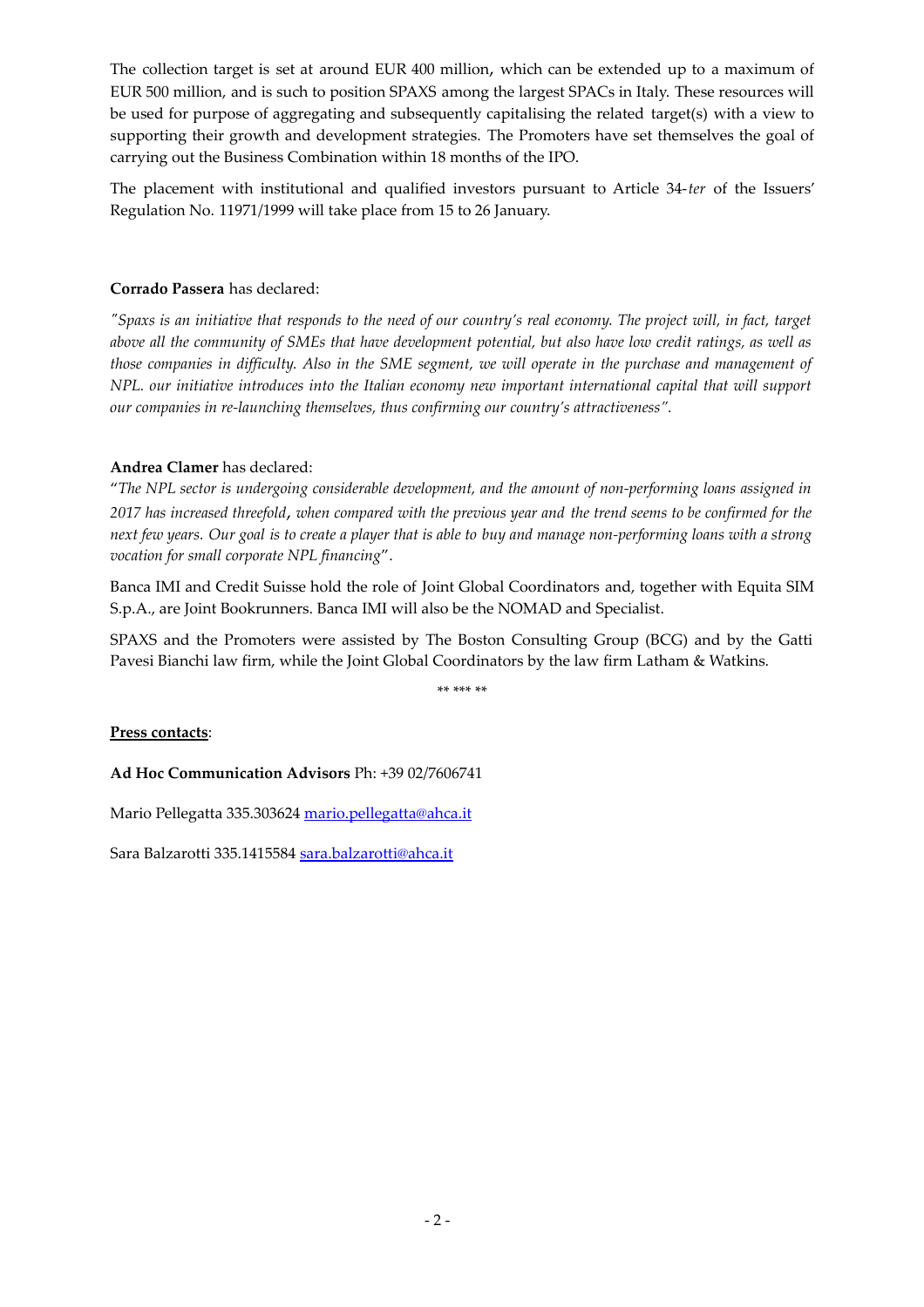The collection target is set at around EUR 400 million, which can be extended up to a maximum of EUR 500 million, and is such to position SPAXS among the largest SPACs in Italy. These resources will be used for purpose of aggregating and subsequently capitalising the related target(s) with a view to supporting their growth and development strategies. The Promoters have set themselves the goal of carrying out the Business Combination within 18 months of the IPO.

The placement with institutional and qualified investors pursuant to Article 34-*ter* of the Issuers' Regulation No. 11971/1999 will take place from 15 to 26 January.

**Corrado Passera** has declared:

*"Spaxs is an initiative that responds to the need of our country's real economy. The project will, in fact, target above all the community of SMEs that have development potential, but also have low credit ratings, as well as those companies in difficulty. Also in the SME segment, we will operate in the purchase and management of NPL. our initiative introduces into the Italian economy new important international capital that will support our companies in re-launching themselves, thus confirming our country's attractiveness".*

**Andrea Clamer** has declared:

"*The NPL sector is undergoing considerable development, and the amount of non-performing loans assigned in 2017 has increased threefold, when compared with the previous year and the trend seems to be confirmed for the next few years. Our goal is to create a player that is able to buy and manage non-performing loans with a strong vocation for small corporate NPL financing*".

Banca IMI and Credit Suisse hold the role of Joint Global Coordinators and, together with Equita SIM S.p.A., are Joint Bookrunners. Banca IMI will also be the NOMAD and Specialist.

SPAXS and the Promoters were assisted by The Boston Consulting Group (BCG) and by the Gatti Pavesi Bianchi law firm, while the Joint Global Coordinators by the law firm Latham & Watkins.

** *** **

**Press contacts**:

**Ad Hoc Communication Advisors** Ph: +39 02/7606741

Mario Pellegatta 335.303624 mario.pellegatta@ahca.it

Sara Balzarotti 335.1415584 sara.balzarotti@ahca.it